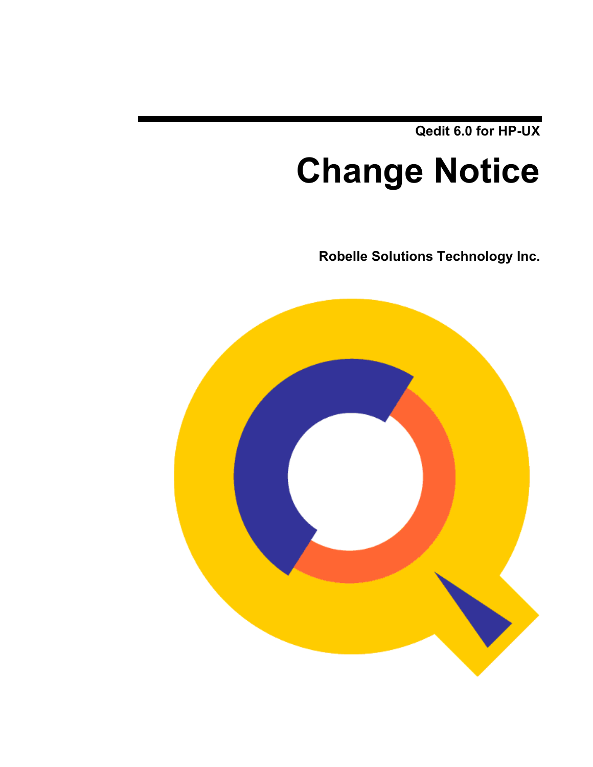Qedit 6.0 for HP-UX

# Change Notice

**Robelle Solutions Technology Inc.**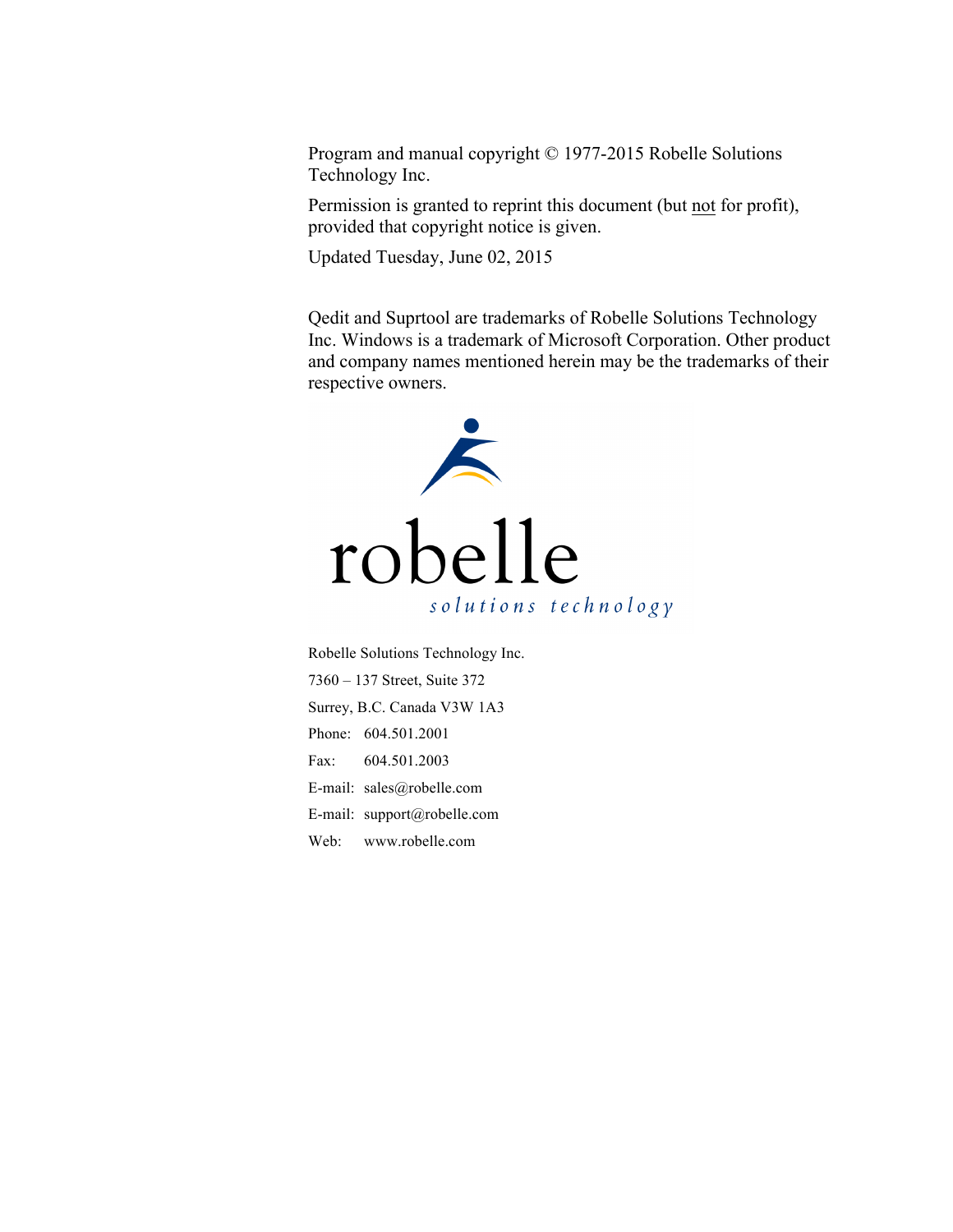Program and manual copyright © 1977-2015 Robelle Solutions Technology Inc.

Permission is granted to reprint this document (but not for profit), provided that copyright notice is given.

Updated Tuesday, June 02, 2015

Qedit and Suprtool are trademarks of Robelle Solutions Technology Inc. Windows is a trademark of Microsoft Corporation. Other product and company names mentioned herein may be the trademarks of their respective owners.

robelle
*solutions technology*

Robelle Solutions Technology Inc.

7360 – 137 Street, Suite 372

Surrey, B.C. Canada V3W 1A3

Phone: 604.501.2001

Fax: 604.501.2003

E-mail: sales@robelle.com

E-mail: support@robelle.com

Web: www.robelle.com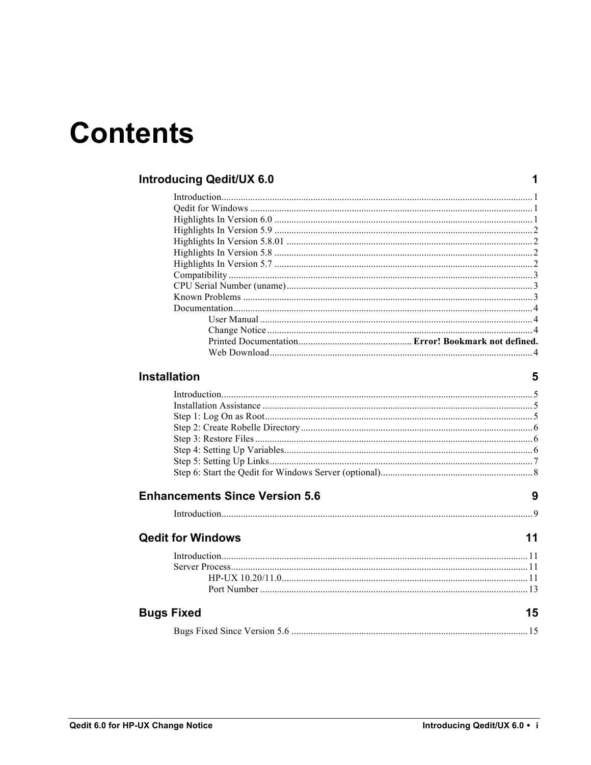# Contents

## Introducing Qedit/UX 6.0 — 1

- Introduction — 1
- Qedit for Windows — 1
- Highlights In Version 6.0 — 1
- Highlights In Version 5.9 — 2
- Highlights In Version 5.8.01 — 2
- Highlights In Version 5.8 — 2
- Highlights In Version 5.7 — 2
- Compatibility — 3
- CPU Serial Number (uname) — 3
- Known Problems — 3
- Documentation — 4
    - User Manual — 4
    - Change Notice — 4
    - Printed Documentation — **Error! Bookmark not defined.**
    - Web Download — 4

## Installation — 5

- Introduction — 5
- Installation Assistance — 5
- Step 1: Log On as Root — 5
- Step 2: Create Robelle Directory — 6
- Step 3: Restore Files — 6
- Step 4: Setting Up Variables — 6
- Step 5: Setting Up Links — 7
- Step 6: Start the Qedit for Windows Server (optional) — 8

## Enhancements Since Version 5.6 — 9

- Introduction — 9

## Qedit for Windows — 11

- Introduction — 11
- Server Process — 11
    - HP-UX 10.20/11.0 — 11
    - Port Number — 13

## Bugs Fixed — 15

- Bugs Fixed Since Version 5.6 — 15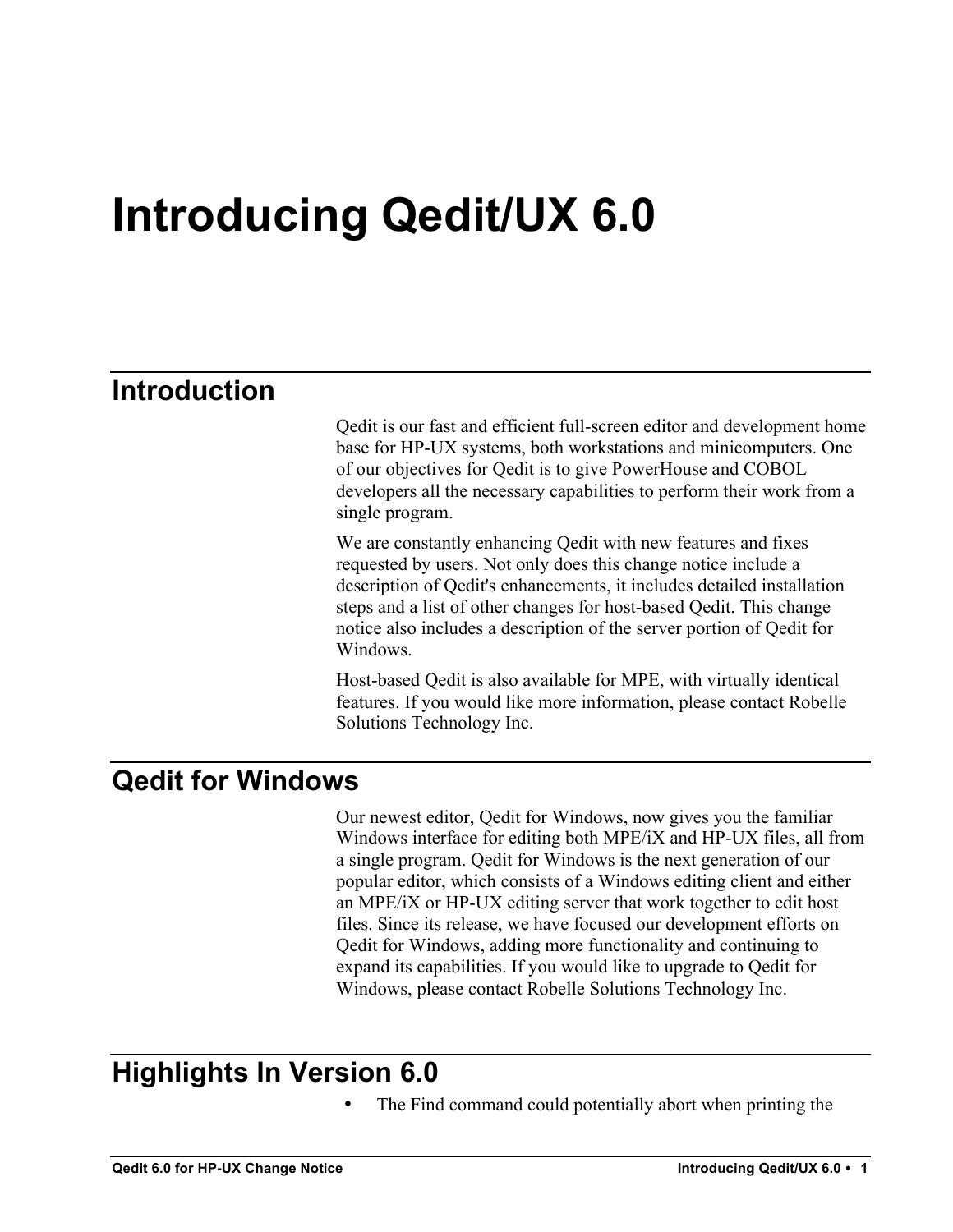# Introducing Qedit/UX 6.0

## Introduction

Qedit is our fast and efficient full-screen editor and development home base for HP-UX systems, both workstations and minicomputers. One of our objectives for Qedit is to give PowerHouse and COBOL developers all the necessary capabilities to perform their work from a single program.

We are constantly enhancing Qedit with new features and fixes requested by users. Not only does this change notice include a description of Qedit's enhancements, it includes detailed installation steps and a list of other changes for host-based Qedit. This change notice also includes a description of the server portion of Qedit for Windows.

Host-based Qedit is also available for MPE, with virtually identical features. If you would like more information, please contact Robelle Solutions Technology Inc.

## Qedit for Windows

Our newest editor, Qedit for Windows, now gives you the familiar Windows interface for editing both MPE/iX and HP-UX files, all from a single program. Qedit for Windows is the next generation of our popular editor, which consists of a Windows editing client and either an MPE/iX or HP-UX editing server that work together to edit host files. Since its release, we have focused our development efforts on Qedit for Windows, adding more functionality and continuing to expand its capabilities. If you would like to upgrade to Qedit for Windows, please contact Robelle Solutions Technology Inc.

## Highlights In Version 6.0

- The Find command could potentially abort when printing the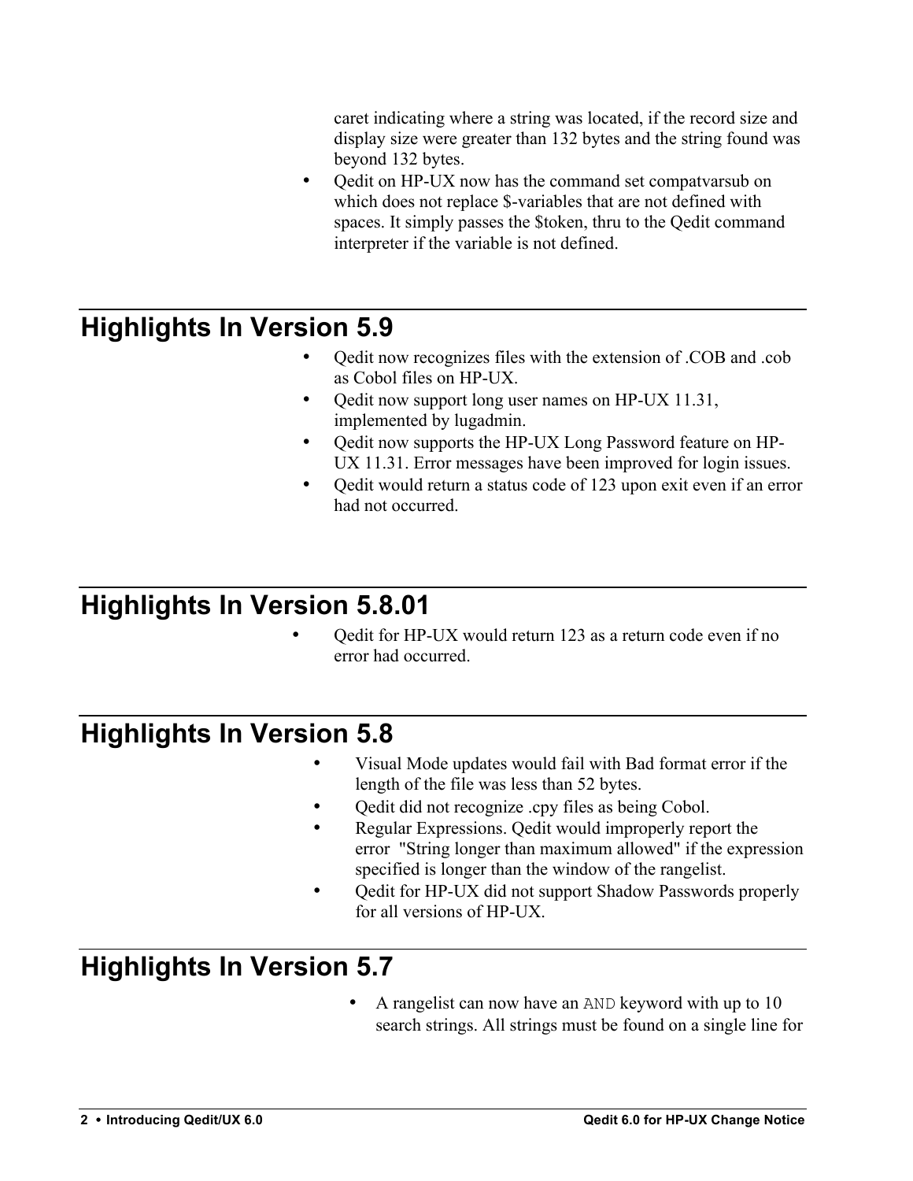caret indicating where a string was located, if the record size and display size were greater than 132 bytes and the string found was beyond 132 bytes.

- Qedit on HP-UX now has the command set compatvarsub on which does not replace $-variables that are not defined with spaces. It simply passes the $token, thru to the Qedit command interpreter if the variable is not defined.

## Highlights In Version 5.9

- Qedit now recognizes files with the extension of .COB and .cob as Cobol files on HP-UX.
- Qedit now support long user names on HP-UX 11.31, implemented by lugadmin.
- Qedit now supports the HP-UX Long Password feature on HP-UX 11.31. Error messages have been improved for login issues.
- Qedit would return a status code of 123 upon exit even if an error had not occurred.

## Highlights In Version 5.8.01

- Qedit for HP-UX would return 123 as a return code even if no error had occurred.

## Highlights In Version 5.8

- Visual Mode updates would fail with Bad format error if the length of the file was less than 52 bytes.
- Qedit did not recognize .cpy files as being Cobol.
- Regular Expressions. Qedit would improperly report the error "String longer than maximum allowed" if the expression specified is longer than the window of the rangelist.
- Qedit for HP-UX did not support Shadow Passwords properly for all versions of HP-UX.

## Highlights In Version 5.7

- A rangelist can now have an `AND` keyword with up to 10 search strings. All strings must be found on a single line for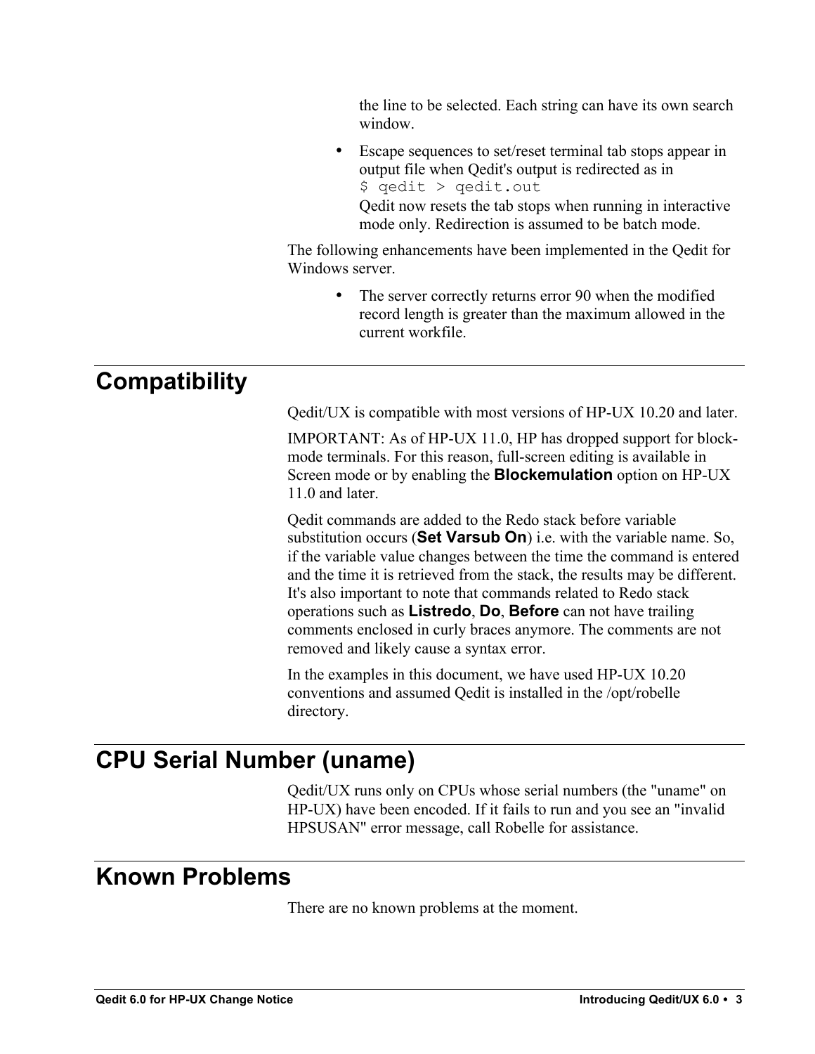the line to be selected. Each string can have its own search window.

- Escape sequences to set/reset terminal tab stops appear in output file when Qedit's output is redirected as in
  `$ qedit > qedit.out`
  Qedit now resets the tab stops when running in interactive mode only. Redirection is assumed to be batch mode.

The following enhancements have been implemented in the Qedit for Windows server.

- The server correctly returns error 90 when the modified record length is greater than the maximum allowed in the current workfile.

## Compatibility

Qedit/UX is compatible with most versions of HP-UX 10.20 and later.

IMPORTANT: As of HP-UX 11.0, HP has dropped support for block-mode terminals. For this reason, full-screen editing is available in Screen mode or by enabling the **Blockemulation** option on HP-UX 11.0 and later.

Qedit commands are added to the Redo stack before variable substitution occurs (**Set Varsub On**) i.e. with the variable name. So, if the variable value changes between the time the command is entered and the time it is retrieved from the stack, the results may be different. It's also important to note that commands related to Redo stack operations such as **Listredo**, **Do**, **Before** can not have trailing comments enclosed in curly braces anymore. The comments are not removed and likely cause a syntax error.

In the examples in this document, we have used HP-UX 10.20 conventions and assumed Qedit is installed in the /opt/robelle directory.

## CPU Serial Number (uname)

Qedit/UX runs only on CPUs whose serial numbers (the "uname" on HP-UX) have been encoded. If it fails to run and you see an "invalid HPSUSAN" error message, call Robelle for assistance.

## Known Problems

There are no known problems at the moment.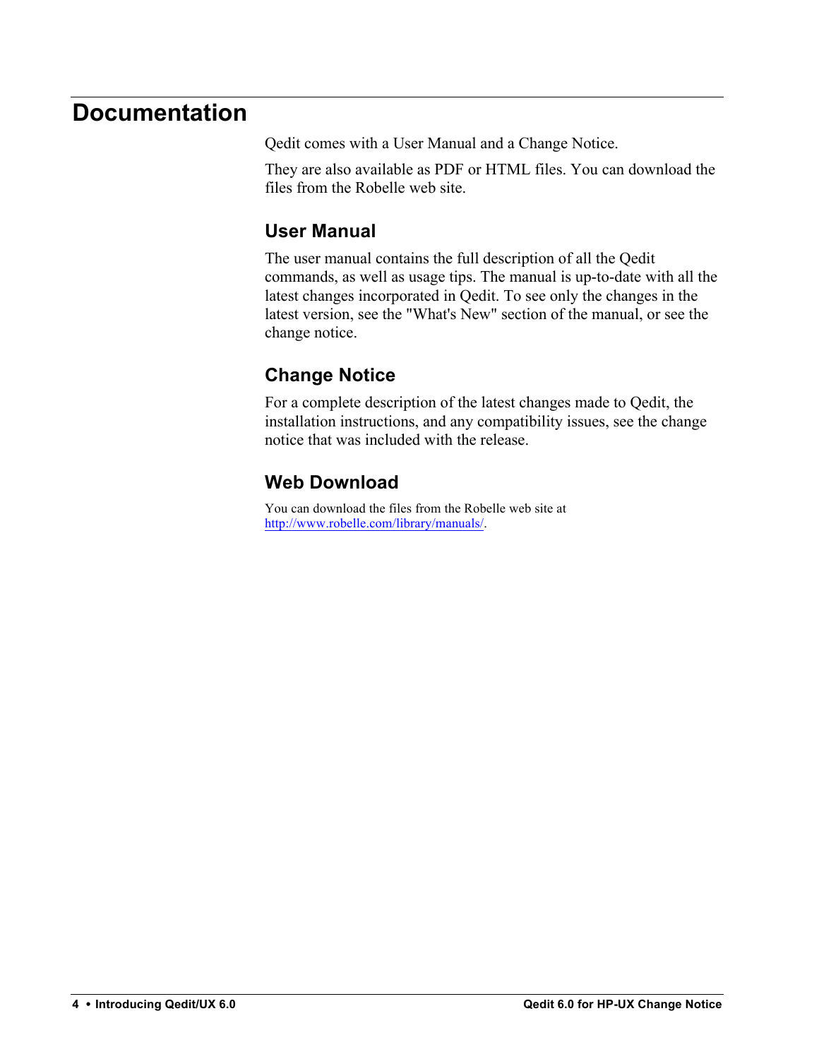# Documentation

Qedit comes with a User Manual and a Change Notice.

They are also available as PDF or HTML files. You can download the files from the Robelle web site.

## User Manual

The user manual contains the full description of all the Qedit commands, as well as usage tips. The manual is up-to-date with all the latest changes incorporated in Qedit. To see only the changes in the latest version, see the "What's New" section of the manual, or see the change notice.

## Change Notice

For a complete description of the latest changes made to Qedit, the installation instructions, and any compatibility issues, see the change notice that was included with the release.

## Web Download

You can download the files from the Robelle web site at http://www.robelle.com/library/manuals/.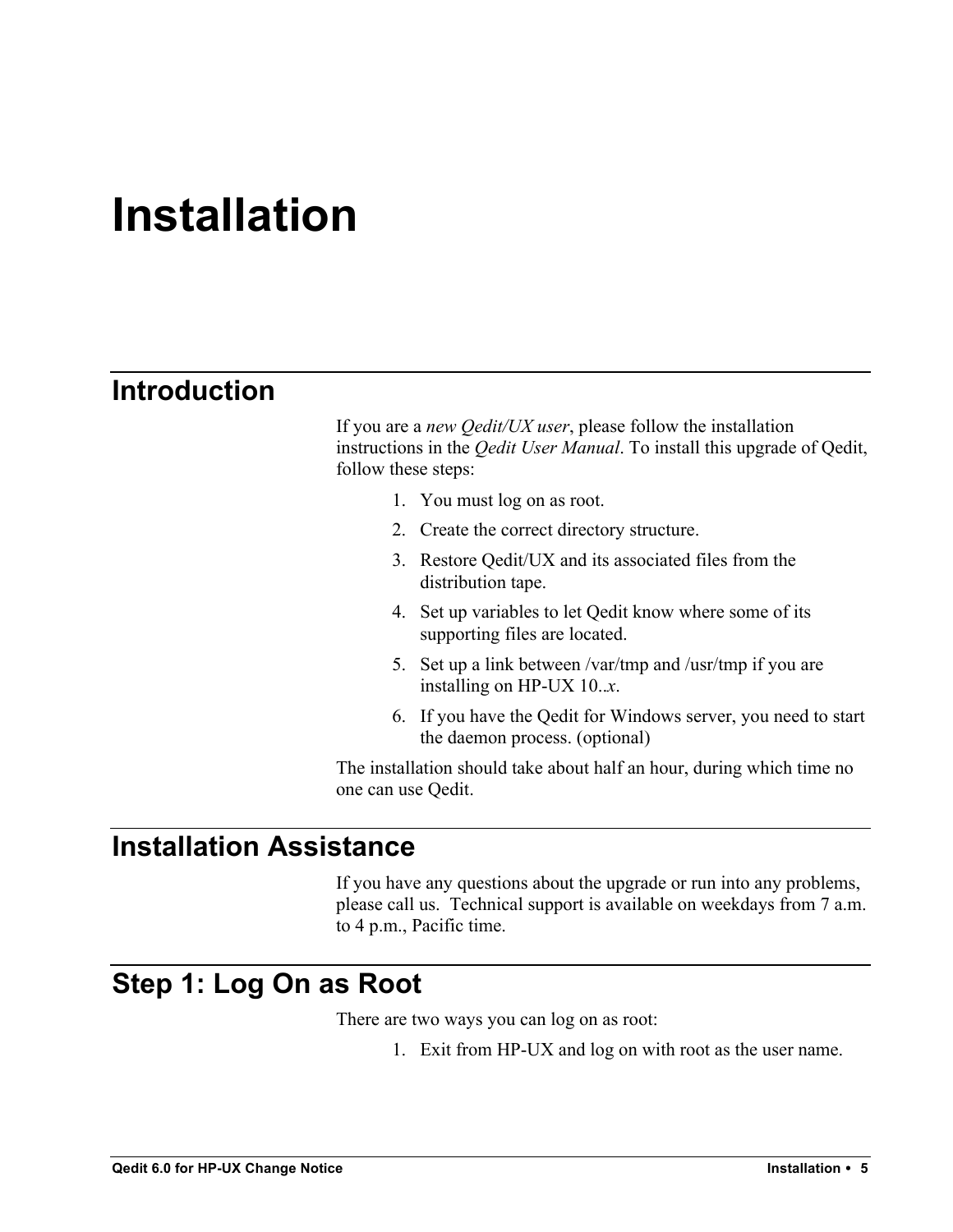# Installation

## Introduction

If you are a *new Qedit/UX user*, please follow the installation instructions in the *Qedit User Manual*. To install this upgrade of Qedit, follow these steps:

1. You must log on as root.
2. Create the correct directory structure.
3. Restore Qedit/UX and its associated files from the distribution tape.
4. Set up variables to let Qedit know where some of its supporting files are located.
5. Set up a link between /var/tmp and /usr/tmp if you are installing on HP-UX 10..*x*.
6. If you have the Qedit for Windows server, you need to start the daemon process. (optional)

The installation should take about half an hour, during which time no one can use Qedit.

## Installation Assistance

If you have any questions about the upgrade or run into any problems, please call us. Technical support is available on weekdays from 7 a.m. to 4 p.m., Pacific time.

## Step 1: Log On as Root

There are two ways you can log on as root:

1. Exit from HP-UX and log on with root as the user name.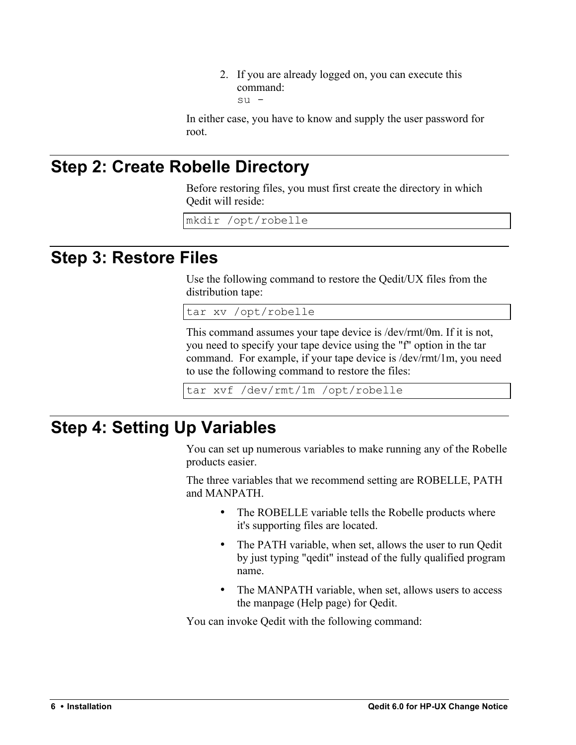2. If you are already logged on, you can execute this command:
   `su -`

In either case, you have to know and supply the user password for root.

## Step 2: Create Robelle Directory

Before restoring files, you must first create the directory in which Qedit will reside:

```
mkdir /opt/robelle
```

## Step 3: Restore Files

Use the following command to restore the Qedit/UX files from the distribution tape:

```
tar xv /opt/robelle
```

This command assumes your tape device is /dev/rmt/0m. If it is not, you need to specify your tape device using the "f" option in the tar command. For example, if your tape device is /dev/rmt/1m, you need to use the following command to restore the files:

```
tar xvf /dev/rmt/1m /opt/robelle
```

## Step 4: Setting Up Variables

You can set up numerous variables to make running any of the Robelle products easier.

The three variables that we recommend setting are ROBELLE, PATH and MANPATH.

- The ROBELLE variable tells the Robelle products where it's supporting files are located.
- The PATH variable, when set, allows the user to run Qedit by just typing "qedit" instead of the fully qualified program name.
- The MANPATH variable, when set, allows users to access the manpage (Help page) for Qedit.

You can invoke Qedit with the following command: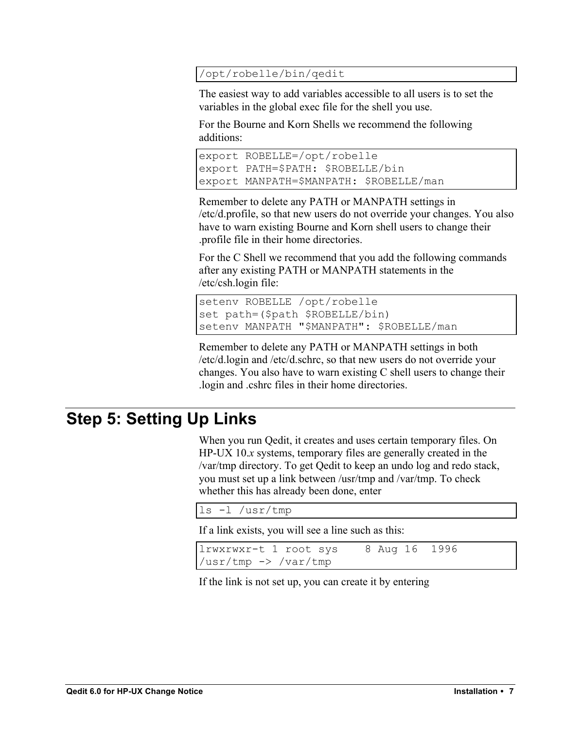```
/opt/robelle/bin/qedit
```

The easiest way to add variables accessible to all users is to set the variables in the global exec file for the shell you use.

For the Bourne and Korn Shells we recommend the following additions:

```
export ROBELLE=/opt/robelle
export PATH=$PATH: $ROBELLE/bin
export MANPATH=$MANPATH: $ROBELLE/man
```

Remember to delete any PATH or MANPATH settings in /etc/d.profile, so that new users do not override your changes. You also have to warn existing Bourne and Korn shell users to change their .profile file in their home directories.

For the C Shell we recommend that you add the following commands after any existing PATH or MANPATH statements in the /etc/csh.login file:

```
setenv ROBELLE /opt/robelle
set path=($path $ROBELLE/bin)
setenv MANPATH "$MANPATH": $ROBELLE/man
```

Remember to delete any PATH or MANPATH settings in both /etc/d.login and /etc/d.schrc, so that new users do not override your changes. You also have to warn existing C shell users to change their .login and .cshrc files in their home directories.

## Step 5: Setting Up Links

When you run Qedit, it creates and uses certain temporary files. On HP-UX 10.*x* systems, temporary files are generally created in the /var/tmp directory. To get Qedit to keep an undo log and redo stack, you must set up a link between /usr/tmp and /var/tmp. To check whether this has already been done, enter

```
ls -l /usr/tmp
```

If a link exists, you will see a line such as this:

```
lrwxrwxr-t 1 root sys    8 Aug 16  1996
/usr/tmp -> /var/tmp
```

If the link is not set up, you can create it by entering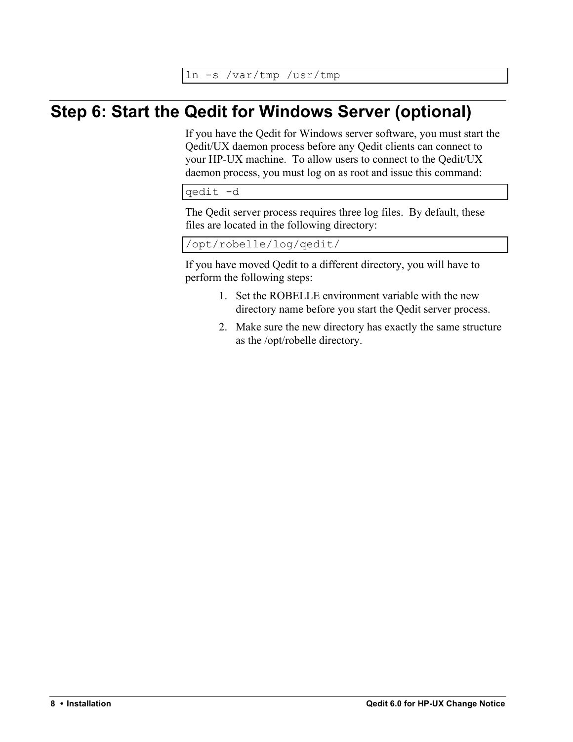```
ln -s /var/tmp /usr/tmp
```

## Step 6: Start the Qedit for Windows Server (optional)

If you have the Qedit for Windows server software, you must start the Qedit/UX daemon process before any Qedit clients can connect to your HP-UX machine. To allow users to connect to the Qedit/UX daemon process, you must log on as root and issue this command:

```
qedit -d
```

The Qedit server process requires three log files. By default, these files are located in the following directory:

```
/opt/robelle/log/qedit/
```

If you have moved Qedit to a different directory, you will have to perform the following steps:

1. Set the ROBELLE environment variable with the new directory name before you start the Qedit server process.
2. Make sure the new directory has exactly the same structure as the /opt/robelle directory.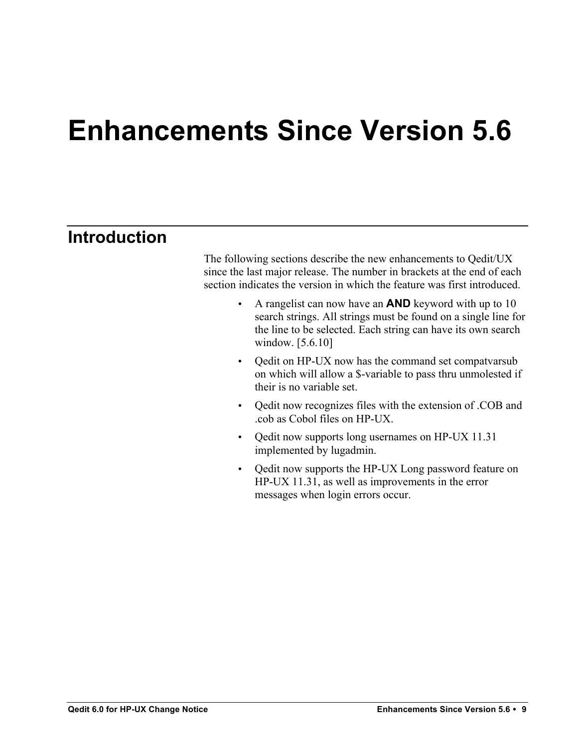# Enhancements Since Version 5.6

## Introduction

The following sections describe the new enhancements to Qedit/UX since the last major release. The number in brackets at the end of each section indicates the version in which the feature was first introduced.

- A rangelist can now have an **AND** keyword with up to 10 search strings. All strings must be found on a single line for the line to be selected. Each string can have its own search window. [5.6.10]
- Qedit on HP-UX now has the command set compatvarsub on which will allow a $-variable to pass thru unmolested if their is no variable set.
- Qedit now recognizes files with the extension of .COB and .cob as Cobol files on HP-UX.
- Qedit now supports long usernames on HP-UX 11.31 implemented by lugadmin.
- Qedit now supports the HP-UX Long password feature on HP-UX 11.31, as well as improvements in the error messages when login errors occur.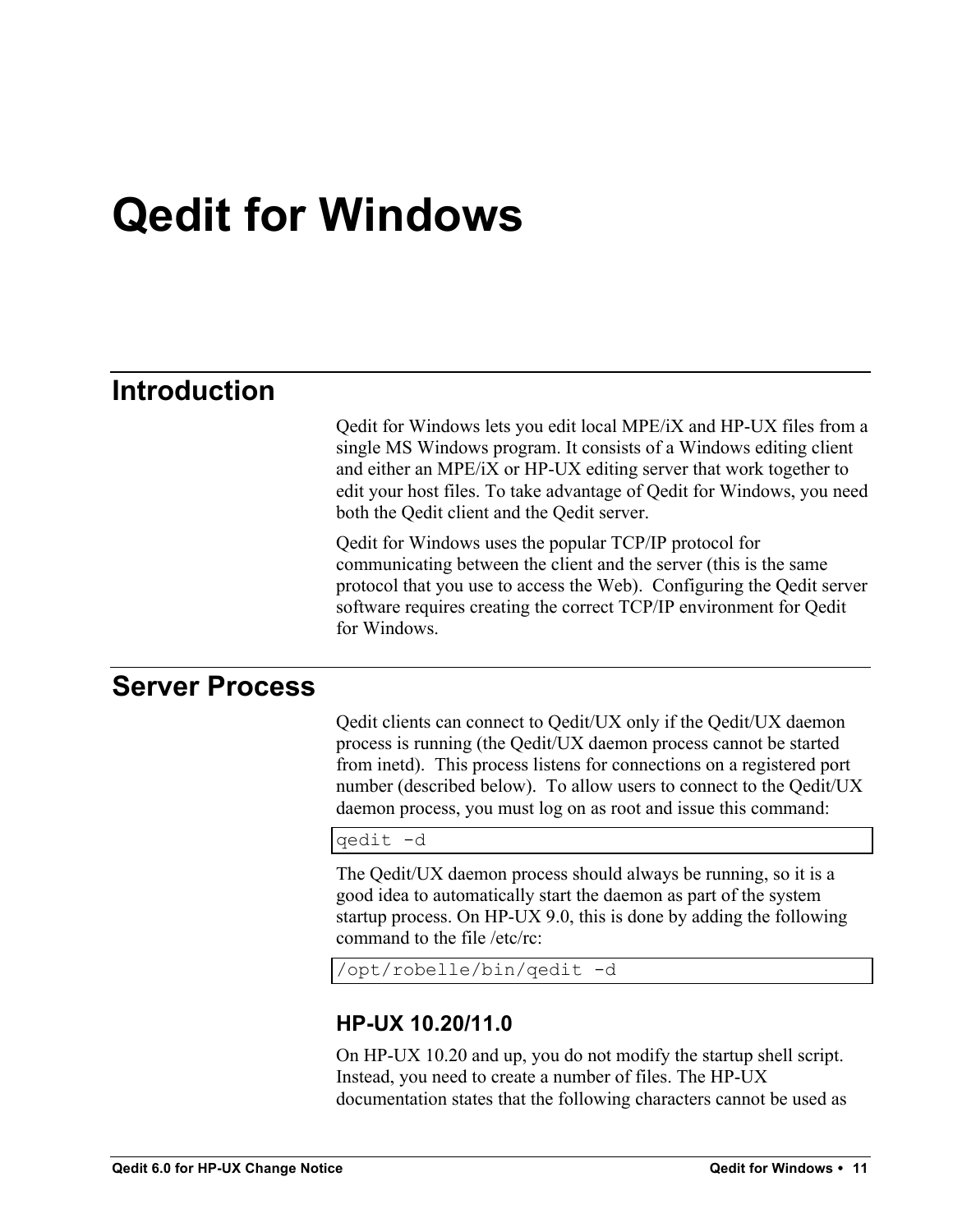# Qedit for Windows

## Introduction

Qedit for Windows lets you edit local MPE/iX and HP-UX files from a single MS Windows program. It consists of a Windows editing client and either an MPE/iX or HP-UX editing server that work together to edit your host files. To take advantage of Qedit for Windows, you need both the Qedit client and the Qedit server.

Qedit for Windows uses the popular TCP/IP protocol for communicating between the client and the server (this is the same protocol that you use to access the Web). Configuring the Qedit server software requires creating the correct TCP/IP environment for Qedit for Windows.

## Server Process

Qedit clients can connect to Qedit/UX only if the Qedit/UX daemon process is running (the Qedit/UX daemon process cannot be started from inetd). This process listens for connections on a registered port number (described below). To allow users to connect to the Qedit/UX daemon process, you must log on as root and issue this command:

```
qedit -d
```

The Qedit/UX daemon process should always be running, so it is a good idea to automatically start the daemon as part of the system startup process. On HP-UX 9.0, this is done by adding the following command to the file /etc/rc:

```
/opt/robelle/bin/qedit -d
```

### HP-UX 10.20/11.0

On HP-UX 10.20 and up, you do not modify the startup shell script. Instead, you need to create a number of files. The HP-UX documentation states that the following characters cannot be used as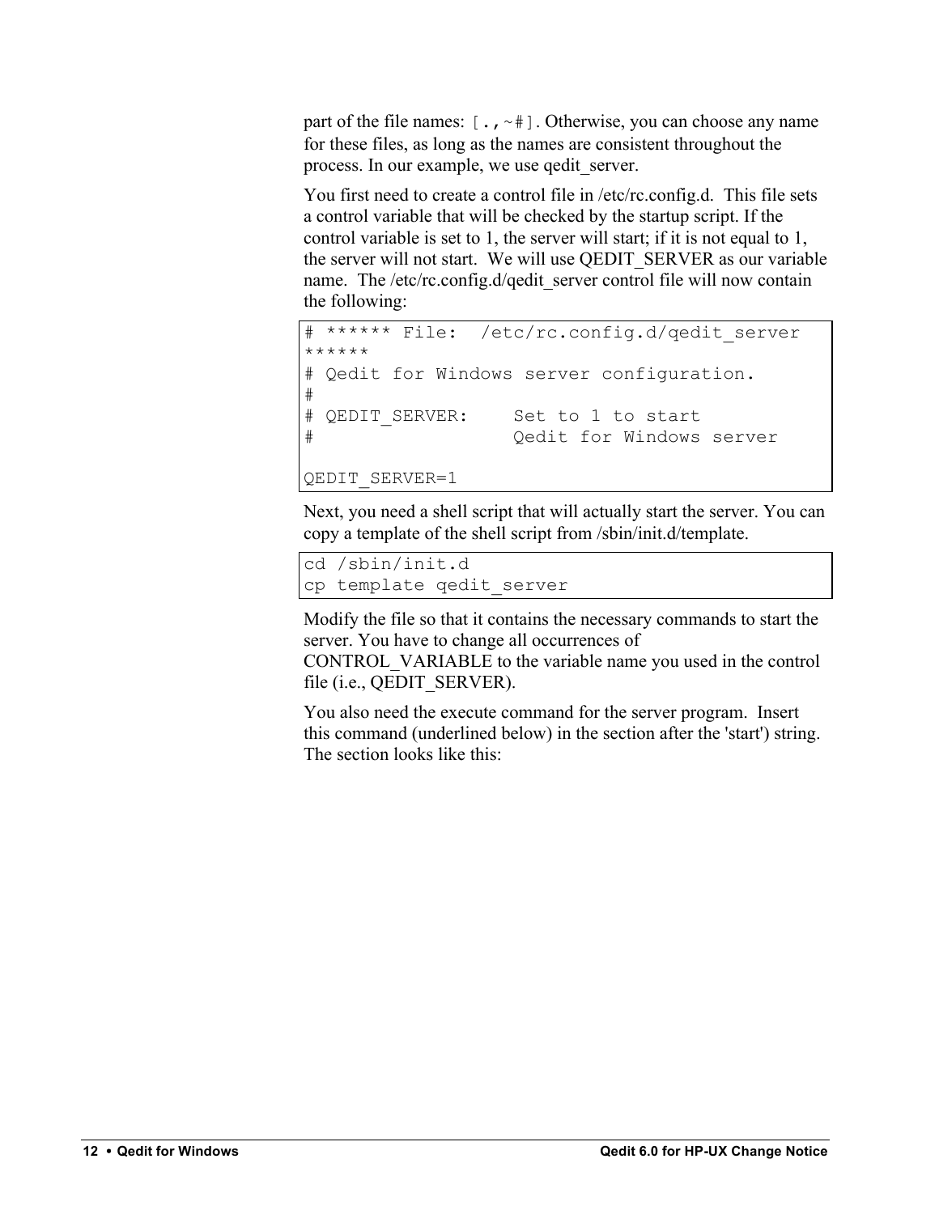part of the file names: `[.,~#]`. Otherwise, you can choose any name for these files, as long as the names are consistent throughout the process. In our example, we use qedit_server.

You first need to create a control file in /etc/rc.config.d. This file sets a control variable that will be checked by the startup script. If the control variable is set to 1, the server will start; if it is not equal to 1, the server will not start. We will use QEDIT_SERVER as our variable name. The /etc/rc.config.d/qedit_server control file will now contain the following:

```
# ****** File:  /etc/rc.config.d/qedit_server
******
# Qedit for Windows server configuration.
#
# QEDIT_SERVER:     Set to 1 to start
#                   Qedit for Windows server

QEDIT_SERVER=1
```

Next, you need a shell script that will actually start the server. You can copy a template of the shell script from /sbin/init.d/template.

```
cd /sbin/init.d
cp template qedit_server
```

Modify the file so that it contains the necessary commands to start the server. You have to change all occurrences of CONTROL_VARIABLE to the variable name you used in the control file (i.e., QEDIT_SERVER).

You also need the execute command for the server program. Insert this command (underlined below) in the section after the 'start') string. The section looks like this: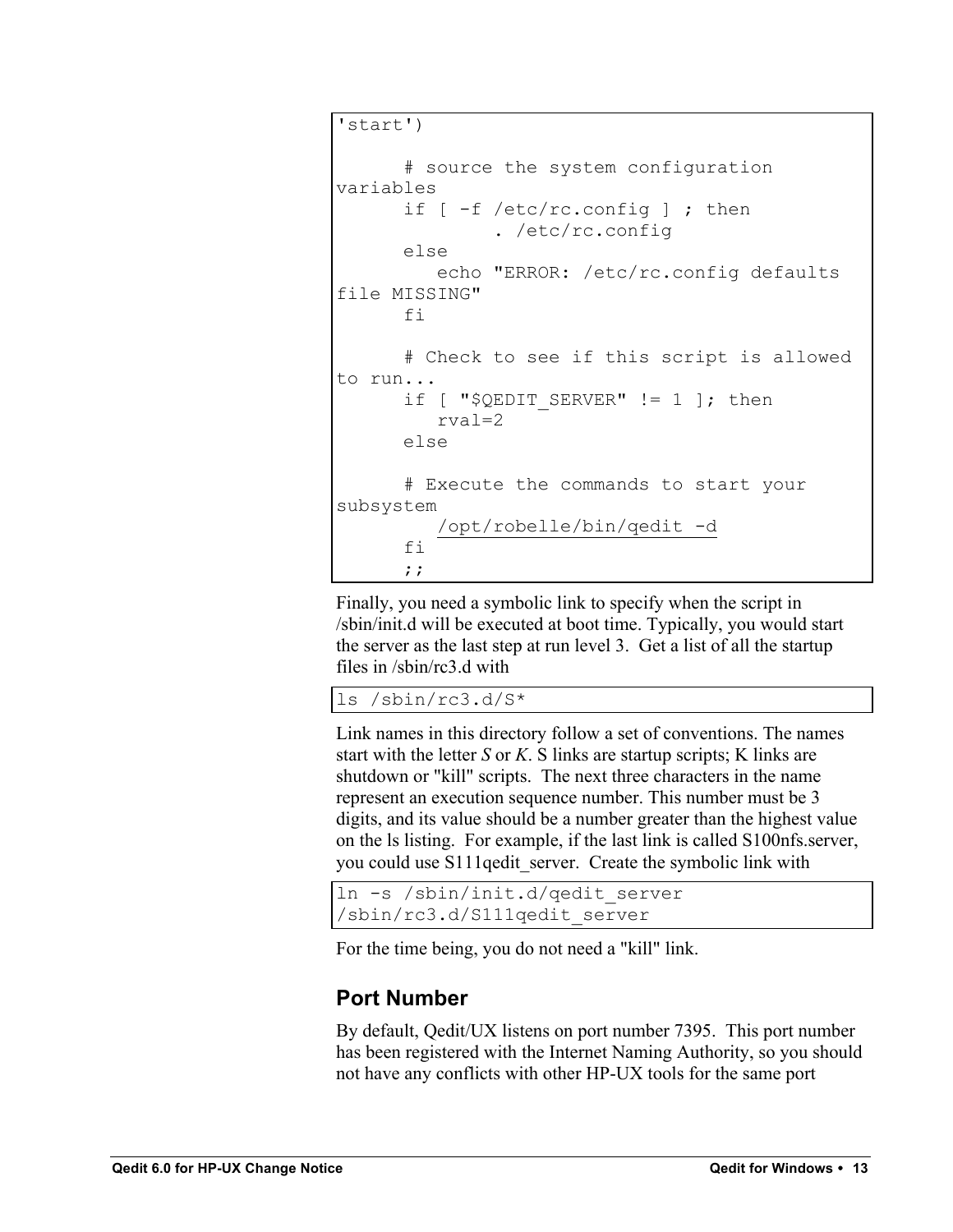```
'start')

      # source the system configuration
variables
      if [ -f /etc/rc.config ] ; then
              . /etc/rc.config
      else
         echo "ERROR: /etc/rc.config defaults
file MISSING"
      fi

      # Check to see if this script is allowed
to run...
      if [ "$QEDIT_SERVER" != 1 ]; then
         rval=2
      else

      # Execute the commands to start your
subsystem
         /opt/robelle/bin/qedit -d
      fi
      ;;
```

Finally, you need a symbolic link to specify when the script in /sbin/init.d will be executed at boot time. Typically, you would start the server as the last step at run level 3. Get a list of all the startup files in /sbin/rc3.d with

```
ls /sbin/rc3.d/S*
```

Link names in this directory follow a set of conventions. The names start with the letter *S* or *K*. S links are startup scripts; K links are shutdown or "kill" scripts. The next three characters in the name represent an execution sequence number. This number must be 3 digits, and its value should be a number greater than the highest value on the ls listing. For example, if the last link is called S100nfs.server, you could use S111qedit_server. Create the symbolic link with

```
ln -s /sbin/init.d/qedit_server
/sbin/rc3.d/S111qedit_server
```

For the time being, you do not need a "kill" link.

## Port Number

By default, Qedit/UX listens on port number 7395. This port number has been registered with the Internet Naming Authority, so you should not have any conflicts with other HP-UX tools for the same port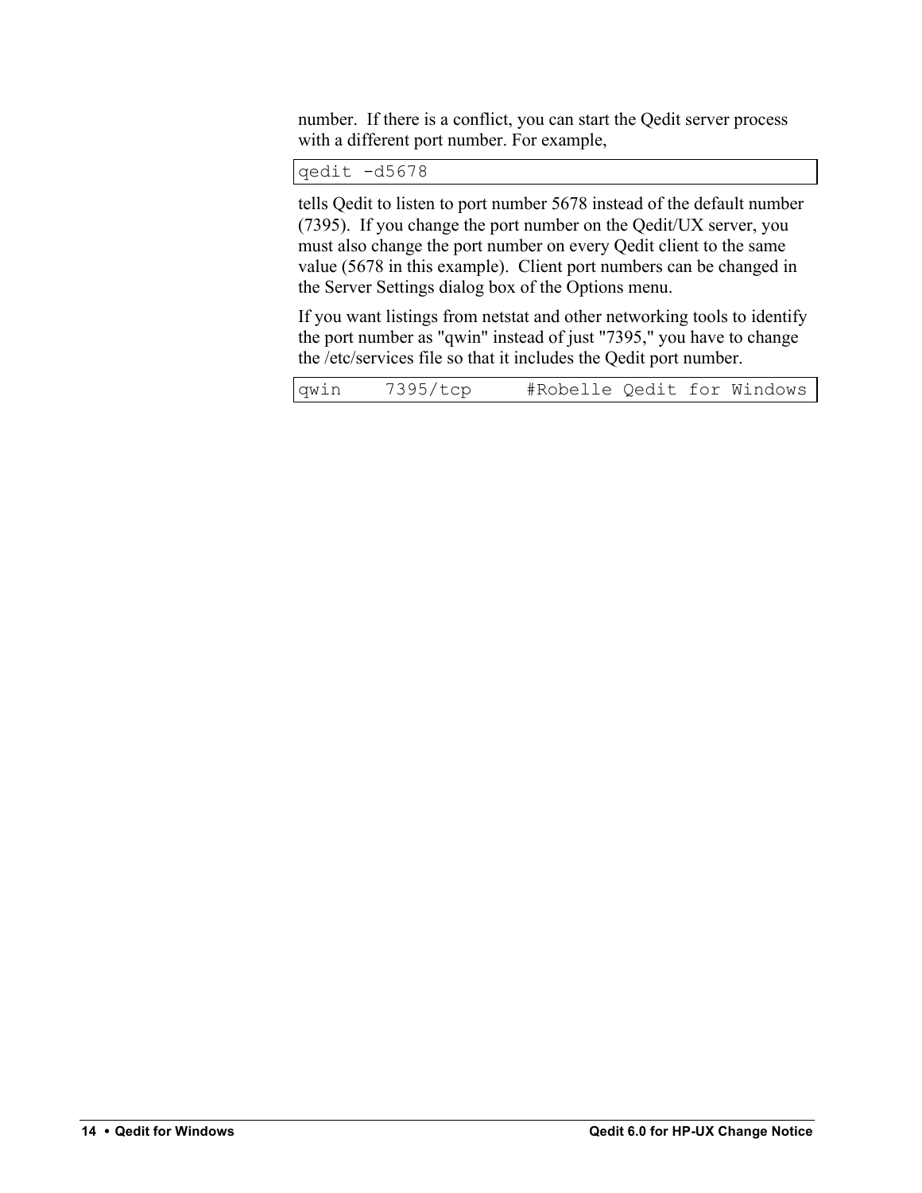number. If there is a conflict, you can start the Qedit server process with a different port number. For example,

```
qedit -d5678
```

tells Qedit to listen to port number 5678 instead of the default number (7395). If you change the port number on the Qedit/UX server, you must also change the port number on every Qedit client to the same value (5678 in this example). Client port numbers can be changed in the Server Settings dialog box of the Options menu.

If you want listings from netstat and other networking tools to identify the port number as "qwin" instead of just "7395," you have to change the /etc/services file so that it includes the Qedit port number.

```
qwin    7395/tcp     #Robelle Qedit for Windows
```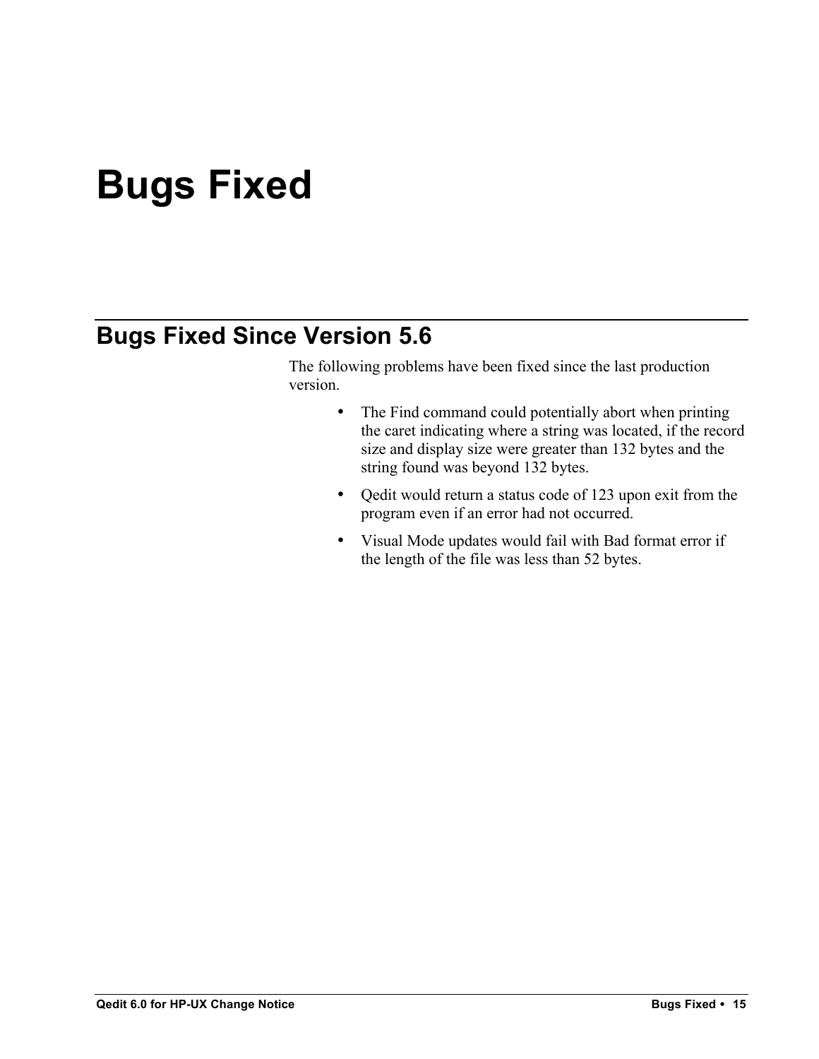# Bugs Fixed

## Bugs Fixed Since Version 5.6

The following problems have been fixed since the last production version.

- The Find command could potentially abort when printing the caret indicating where a string was located, if the record size and display size were greater than 132 bytes and the string found was beyond 132 bytes.
- Qedit would return a status code of 123 upon exit from the program even if an error had not occurred.
- Visual Mode updates would fail with Bad format error if the length of the file was less than 52 bytes.